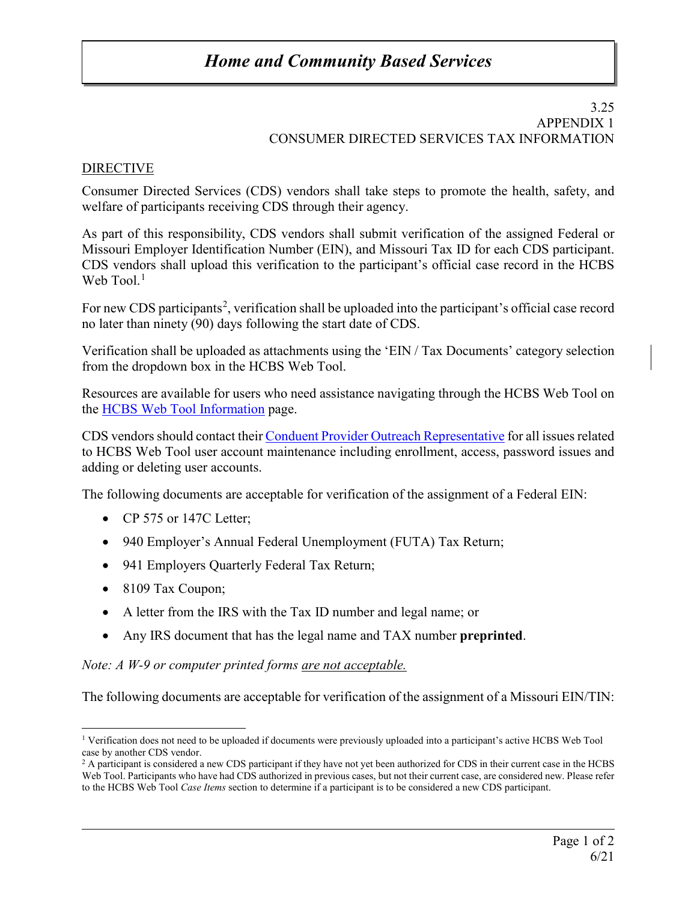# Home and Community Based Services

3.25
APPENDIX 1
CONSUMER DIRECTED SERVICES TAX INFORMATION

## DIRECTIVE

Consumer Directed Services (CDS) vendors shall take steps to promote the health, safety, and welfare of participants receiving CDS through their agency.

As part of this responsibility, CDS vendors shall submit verification of the assigned Federal or Missouri Employer Identification Number (EIN), and Missouri Tax ID for each CDS participant. CDS vendors shall upload this verification to the participant's official case record in the HCBS Web Tool.[1]

For new CDS participants[2], verification shall be uploaded into the participant's official case record no later than ninety (90) days following the start date of CDS.

Verification shall be uploaded as attachments using the 'EIN / Tax Documents' category selection from the dropdown box in the HCBS Web Tool.

Resources are available for users who need assistance navigating through the HCBS Web Tool on the HCBS Web Tool Information page.

CDS vendors should contact their Conduent Provider Outreach Representative for all issues related to HCBS Web Tool user account maintenance including enrollment, access, password issues and adding or deleting user accounts.

The following documents are acceptable for verification of the assignment of a Federal EIN:

- CP 575 or 147C Letter;
- 940 Employer's Annual Federal Unemployment (FUTA) Tax Return;
- 941 Employers Quarterly Federal Tax Return;
- 8109 Tax Coupon;
- A letter from the IRS with the Tax ID number and legal name; or
- Any IRS document that has the legal name and TAX number **preprinted**.

*Note: A W-9 or computer printed forms are not acceptable.*

The following documents are acceptable for verification of the assignment of a Missouri EIN/TIN:

---

[1] Verification does not need to be uploaded if documents were previously uploaded into a participant's active HCBS Web Tool case by another CDS vendor.

[2] A participant is considered a new CDS participant if they have not yet been authorized for CDS in their current case in the HCBS Web Tool. Participants who have had CDS authorized in previous cases, but not their current case, are considered new. Please refer to the HCBS Web Tool *Case Items* section to determine if a participant is to be considered a new CDS participant.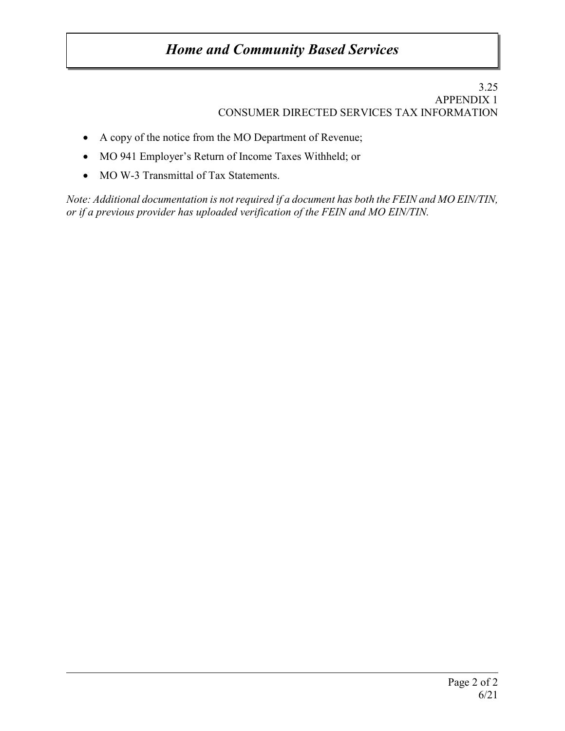- A copy of the notice from the MO Department of Revenue;
- MO 941 Employer's Return of Income Taxes Withheld; or
- MO W-3 Transmittal of Tax Statements.

*Note: Additional documentation is not required if a document has both the FEIN and MO EIN/TIN, or if a previous provider has uploaded verification of the FEIN and MO EIN/TIN.*